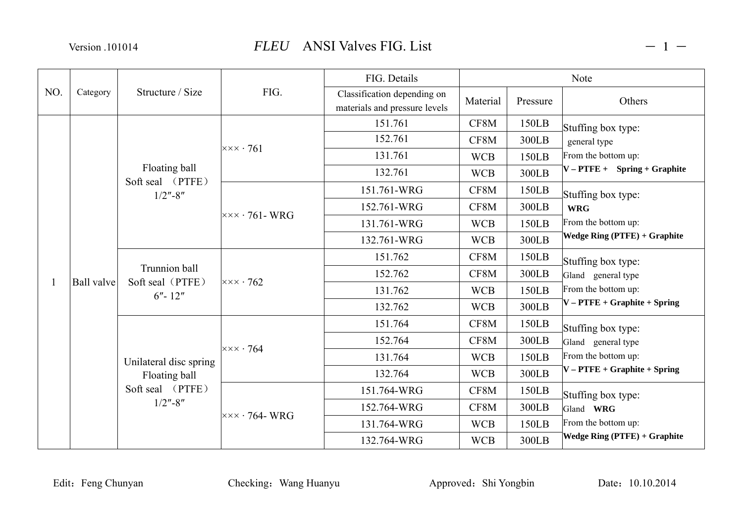# *FLEU* ANSI Valves FIG. List

Version .101014

| NO. | Category | Structure / Size | FIG. | FIG. Details | Note | | |
|---|---|---|---|---|---|---|---|
| | | | | Classification depending on materials and pressure levels | Material | Pressure | Others |
| 1 | Ball valve | Floating ball Soft seal （PTFE） 1/2″-8″ | ××× · 761 | 151.761 | CF8M | 150LB | Stuffing box type: general type From the bottom up: **V – PTFE + Spring + Graphite** |
| | | | | 152.761 | CF8M | 300LB | |
| | | | | 131.761 | WCB | 150LB | |
| | | | | 132.761 | WCB | 300LB | |
| | | | ××× · 761- WRG | 151.761-WRG | CF8M | 150LB | Stuffing box type: **WRG** From the bottom up: **Wedge Ring (PTFE) + Graphite** |
| | | | | 152.761-WRG | CF8M | 300LB | |
| | | | | 131.761-WRG | WCB | 150LB | |
| | | | | 132.761-WRG | WCB | 300LB | |
| | | Trunnion ball Soft seal（PTFE） 6″- 12″ | ××× · 762 | 151.762 | CF8M | 150LB | Stuffing box type: Gland general type From the bottom up: **V – PTFE + Graphite + Spring** |
| | | | | 152.762 | CF8M | 300LB | |
| | | | | 131.762 | WCB | 150LB | |
| | | | | 132.762 | WCB | 300LB | |
| | | Unilateral disc spring Floating ball Soft seal （PTFE） 1/2″-8″ | ××× · 764 | 151.764 | CF8M | 150LB | Stuffing box type: Gland general type From the bottom up: **V – PTFE + Graphite + Spring** |
| | | | | 152.764 | CF8M | 300LB | |
| | | | | 131.764 | WCB | 150LB | |
| | | | | 132.764 | WCB | 300LB | |
| | | | ××× · 764- WRG | 151.764-WRG | CF8M | 150LB | Stuffing box type: Gland **WRG** From the bottom up: **Wedge Ring (PTFE) + Graphite** |
| | | | | 152.764-WRG | CF8M | 300LB | |
| | | | | 131.764-WRG | WCB | 150LB | |
| | | | | 132.764-WRG | WCB | 300LB | |

Edit：Feng Chunyan Checking：Wang Huanyu Approved：Shi Yongbin Date：10.10.2014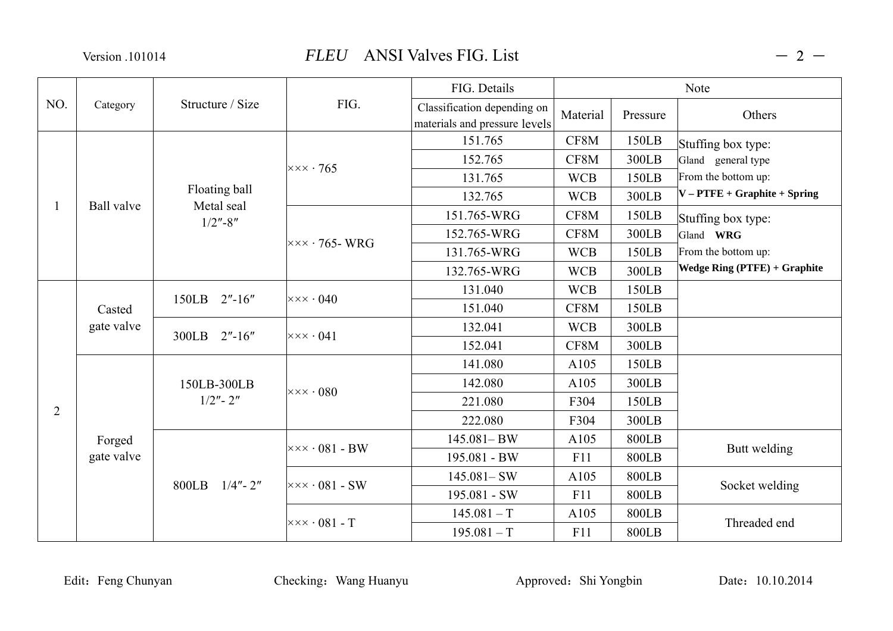# *FLEU* ANSI Valves FIG. List

Version .101014

| NO. | Category | Structure / Size | FIG. | FIG. Details | Note | | |
|---|---|---|---|---|---|---|---|
| | | | | Classification depending on materials and pressure levels | Material | Pressure | Others |
| 1 | Ball valve | Floating ball Metal seal 1/2″-8″ | ××× · 765 | 151.765 | CF8M | 150LB | Stuffing box type: Gland general type From the bottom up: **V – PTFE + Graphite + Spring** |
| | | | | 152.765 | CF8M | 300LB | |
| | | | | 131.765 | WCB | 150LB | |
| | | | | 132.765 | WCB | 300LB | |
| | | | ××× · 765- WRG | 151.765-WRG | CF8M | 150LB | Stuffing box type: Gland **WRG** From the bottom up: **Wedge Ring (PTFE) + Graphite** |
| | | | | 152.765-WRG | CF8M | 300LB | |
| | | | | 131.765-WRG | WCB | 150LB | |
| | | | | 132.765-WRG | WCB | 300LB | |
| 2 | Casted gate valve | 150LB 2″-16″ | ××× · 040 | 131.040 | WCB | 150LB | |
| | | | | 151.040 | CF8M | 150LB | |
| | | 300LB 2″-16″ | ××× · 041 | 132.041 | WCB | 300LB | |
| | | | | 152.041 | CF8M | 300LB | |
| | Forged gate valve | 150LB-300LB 1/2″- 2″ | ××× · 080 | 141.080 | A105 | 150LB | |
| | | | | 142.080 | A105 | 300LB | |
| | | | | 221.080 | F304 | 150LB | |
| | | | | 222.080 | F304 | 300LB | |
| | | 800LB 1/4″- 2″ | ××× · 081 - BW | 145.081– BW | A105 | 800LB | Butt welding |
| | | | | 195.081 - BW | F11 | 800LB | |
| | | | ××× · 081 - SW | 145.081– SW | A105 | 800LB | Socket welding |
| | | | | 195.081 - SW | F11 | 800LB | |
| | | | ××× · 081 - T | 145.081 – T | A105 | 800LB | Threaded end |
| | | | | 195.081 – T | F11 | 800LB | |

Edit：Feng Chunyan　　Checking：Wang Huanyu　　Approved：Shi Yongbin　　Date：10.10.2014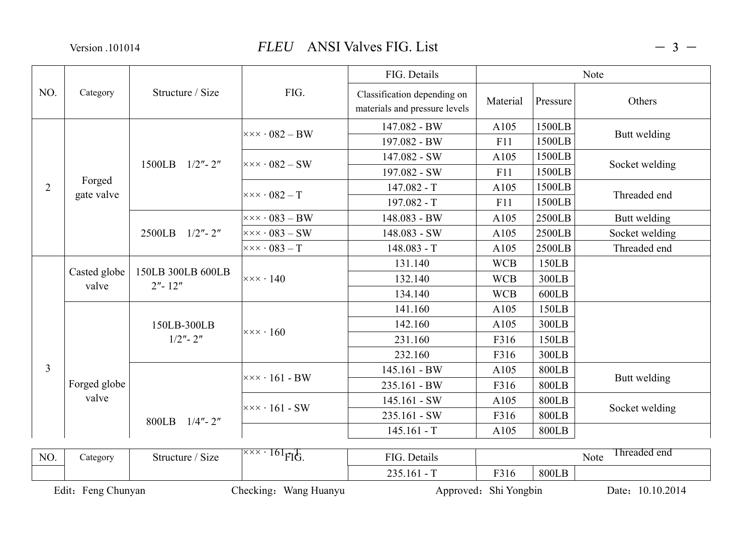# *FLEU* ANSI Valves FIG. List

Version .101014

| NO. | Category | Structure / Size | FIG. | FIG. Details | Note | | |
|---|---|---|---|---|---|---|---|
| | | | | Classification depending on materials and pressure levels | Material | Pressure | Others |
| 2 | Forged gate valve | 1500LB 1/2″- 2″ | ××× · 082 – BW | 147.082 - BW | A105 | 1500LB | Butt welding |
| | | | | 197.082 - BW | F11 | 1500LB | |
| | | | ××× · 082 – SW | 147.082 - SW | A105 | 1500LB | Socket welding |
| | | | | 197.082 - SW | F11 | 1500LB | |
| | | | ××× · 082 – T | 147.082 - T | A105 | 1500LB | Threaded end |
| | | | | 197.082 - T | F11 | 1500LB | |
| | | 2500LB 1/2″- 2″ | ××× · 083 – BW | 148.083 - BW | A105 | 2500LB | Butt welding |
| | | | ××× · 083 – SW | 148.083 - SW | A105 | 2500LB | Socket welding |
| | | | ××× · 083 – T | 148.083 - T | A105 | 2500LB | Threaded end |
| 3 | Casted globe valve | 150LB 300LB 600LB 2″- 12″ | ××× · 140 | 131.140 | WCB | 150LB | |
| | | | | 132.140 | WCB | 300LB | |
| | | | | 134.140 | WCB | 600LB | |
| | Forged globe valve | 150LB-300LB 1/2″- 2″ | ××× · 160 | 141.160 | A105 | 150LB | |
| | | | | 142.160 | A105 | 300LB | |
| | | | | 231.160 | F316 | 150LB | |
| | | | | 232.160 | F316 | 300LB | |
| | | 800LB 1/4″- 2″ | ××× · 161 - BW | 145.161 - BW | A105 | 800LB | Butt welding |
| | | | | 235.161 - BW | F316 | 800LB | |
| | | | ××× · 161 - SW | 145.161 - SW | A105 | 800LB | Socket welding |
| | | | | 235.161 - SW | F316 | 800LB | |
| | | | ××× · 161 - T | 145.161 - T | A105 | 800LB | Threaded end |
| | | | | 235.161 - T | F316 | 800LB | |

Edit：Feng Chunyan Checking：Wang Huanyu Approved：Shi Yongbin Date：10.10.2014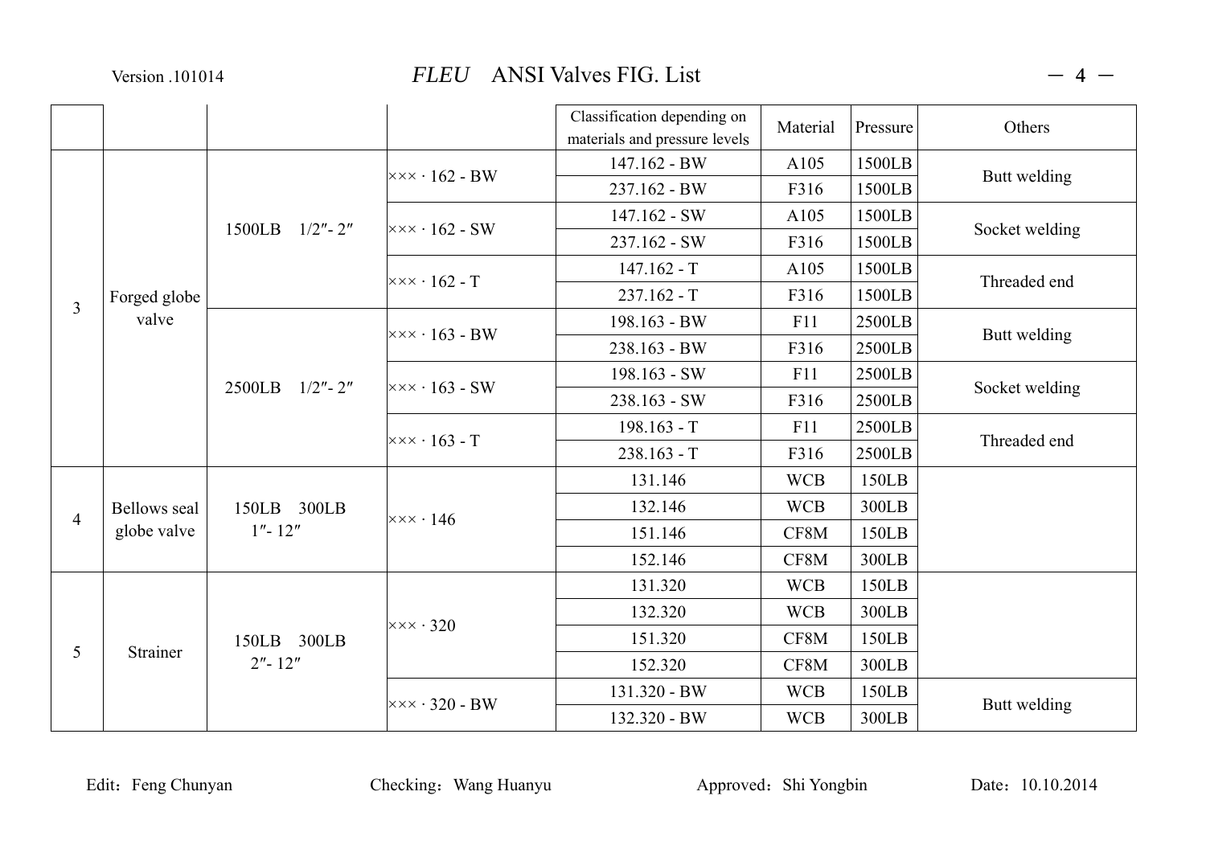|  |  |  |  | Classification depending on materials and pressure levels | Material | Pressure | Others |
|---|---|---|---|---|---|---|---|
| 3 | Forged globe valve | 1500LB 1/2″- 2″ | ××× · 162 - BW | 147.162 - BW | A105 | 1500LB | Butt welding |
|  |  |  |  | 237.162 - BW | F316 | 1500LB |  |
|  |  |  | ××× · 162 - SW | 147.162 - SW | A105 | 1500LB | Socket welding |
|  |  |  |  | 237.162 - SW | F316 | 1500LB |  |
|  |  |  | ××× · 162 - T | 147.162 - T | A105 | 1500LB | Threaded end |
|  |  |  |  | 237.162 - T | F316 | 1500LB |  |
|  |  | 2500LB 1/2″- 2″ | ××× · 163 - BW | 198.163 - BW | F11 | 2500LB | Butt welding |
|  |  |  |  | 238.163 - BW | F316 | 2500LB |  |
|  |  |  | ××× · 163 - SW | 198.163 - SW | F11 | 2500LB | Socket welding |
|  |  |  |  | 238.163 - SW | F316 | 2500LB |  |
|  |  |  | ××× · 163 - T | 198.163 - T | F11 | 2500LB | Threaded end |
|  |  |  |  | 238.163 - T | F316 | 2500LB |  |
| 4 | Bellows seal globe valve | 150LB 300LB 1″- 12″ | ××× · 146 | 131.146 | WCB | 150LB |  |
|  |  |  |  | 132.146 | WCB | 300LB |  |
|  |  |  |  | 151.146 | CF8M | 150LB |  |
|  |  |  |  | 152.146 | CF8M | 300LB |  |
| 5 | Strainer | 150LB 300LB 2″- 12″ | ××× · 320 | 131.320 | WCB | 150LB |  |
|  |  |  |  | 132.320 | WCB | 300LB |  |
|  |  |  |  | 151.320 | CF8M | 150LB |  |
|  |  |  |  | 152.320 | CF8M | 300LB |  |
|  |  |  | ××× · 320 - BW | 131.320 - BW | WCB | 150LB | Butt welding |
|  |  |  |  | 132.320 - BW | WCB | 300LB |  |

Edit：Feng Chunyan　　Checking：Wang Huanyu　　Approved：Shi Yongbin　　Date：10.10.2014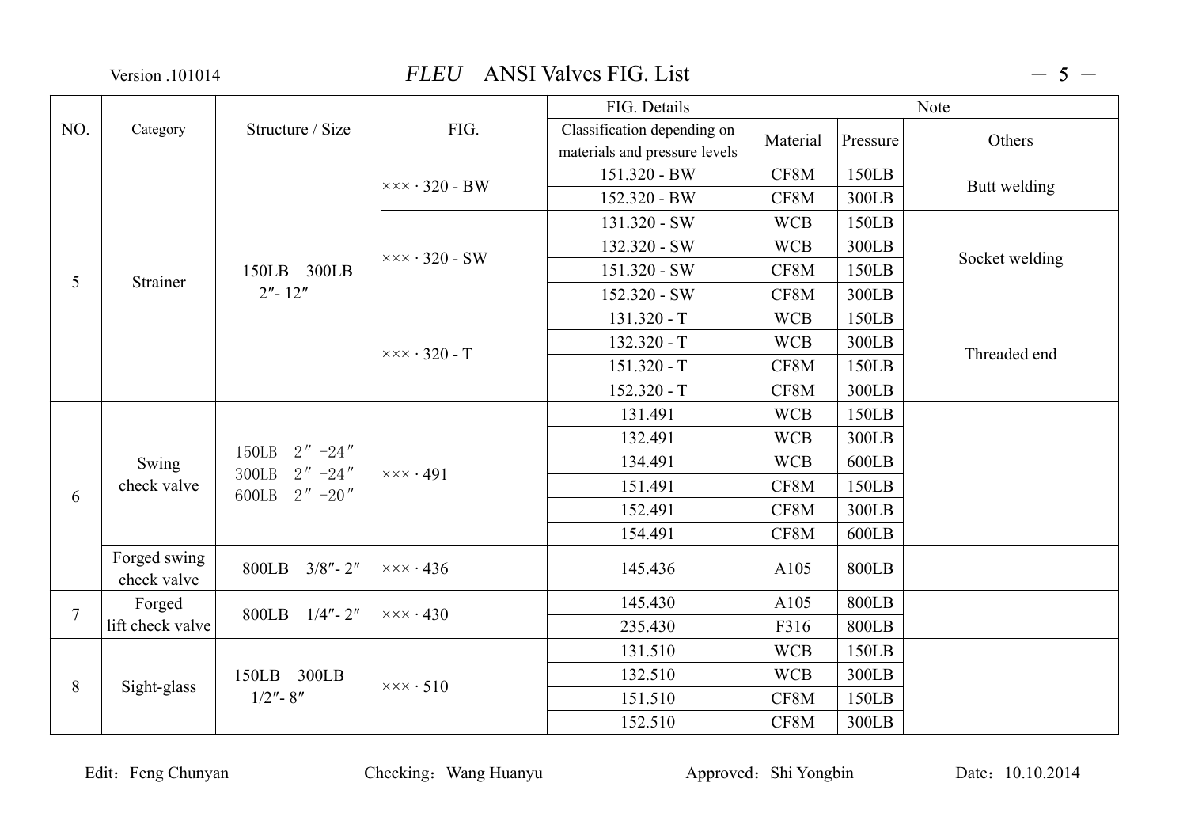| NO. | Category | Structure / Size | FIG. | FIG. Details<br>Classification depending on materials and pressure levels | Note<br>Material | Pressure | Others |
|---|---|---|---|---|---|---|---|
| 5 | Strainer | 150LB 300LB<br>2″- 12″ | ××× · 320 - BW | 151.320 - BW | CF8M | 150LB | Butt welding |
| | | | | 152.320 - BW | CF8M | 300LB | |
| | | | ××× · 320 - SW | 131.320 - SW | WCB | 150LB | Socket welding |
| | | | | 132.320 - SW | WCB | 300LB | |
| | | | | 151.320 - SW | CF8M | 150LB | |
| | | | | 152.320 - SW | CF8M | 300LB | |
| | | | ××× · 320 - T | 131.320 - T | WCB | 150LB | Threaded end |
| | | | | 132.320 - T | WCB | 300LB | |
| | | | | 151.320 - T | CF8M | 150LB | |
| | | | | 152.320 - T | CF8M | 300LB | |
| 6 | Swing check valve | 150LB 2″-24″<br>300LB 2″-24″<br>600LB 2″-20″ | ××× · 491 | 131.491 | WCB | 150LB | |
| | | | | 132.491 | WCB | 300LB | |
| | | | | 134.491 | WCB | 600LB | |
| | | | | 151.491 | CF8M | 150LB | |
| | | | | 152.491 | CF8M | 300LB | |
| | | | | 154.491 | CF8M | 600LB | |
| | Forged swing check valve | 800LB 3/8″- 2″ | ××× · 436 | 145.436 | A105 | 800LB | |
| 7 | Forged lift check valve | 800LB 1/4″- 2″ | ××× · 430 | 145.430 | A105 | 800LB | |
| | | | | 235.430 | F316 | 800LB | |
| 8 | Sight-glass | 150LB 300LB<br>1/2″- 8″ | ××× · 510 | 131.510 | WCB | 150LB | |
| | | | | 132.510 | WCB | 300LB | |
| | | | | 151.510 | CF8M | 150LB | |
| | | | | 152.510 | CF8M | 300LB | |

Edit：Feng Chunyan Checking：Wang Huanyu Approved：Shi Yongbin Date：10.10.2014